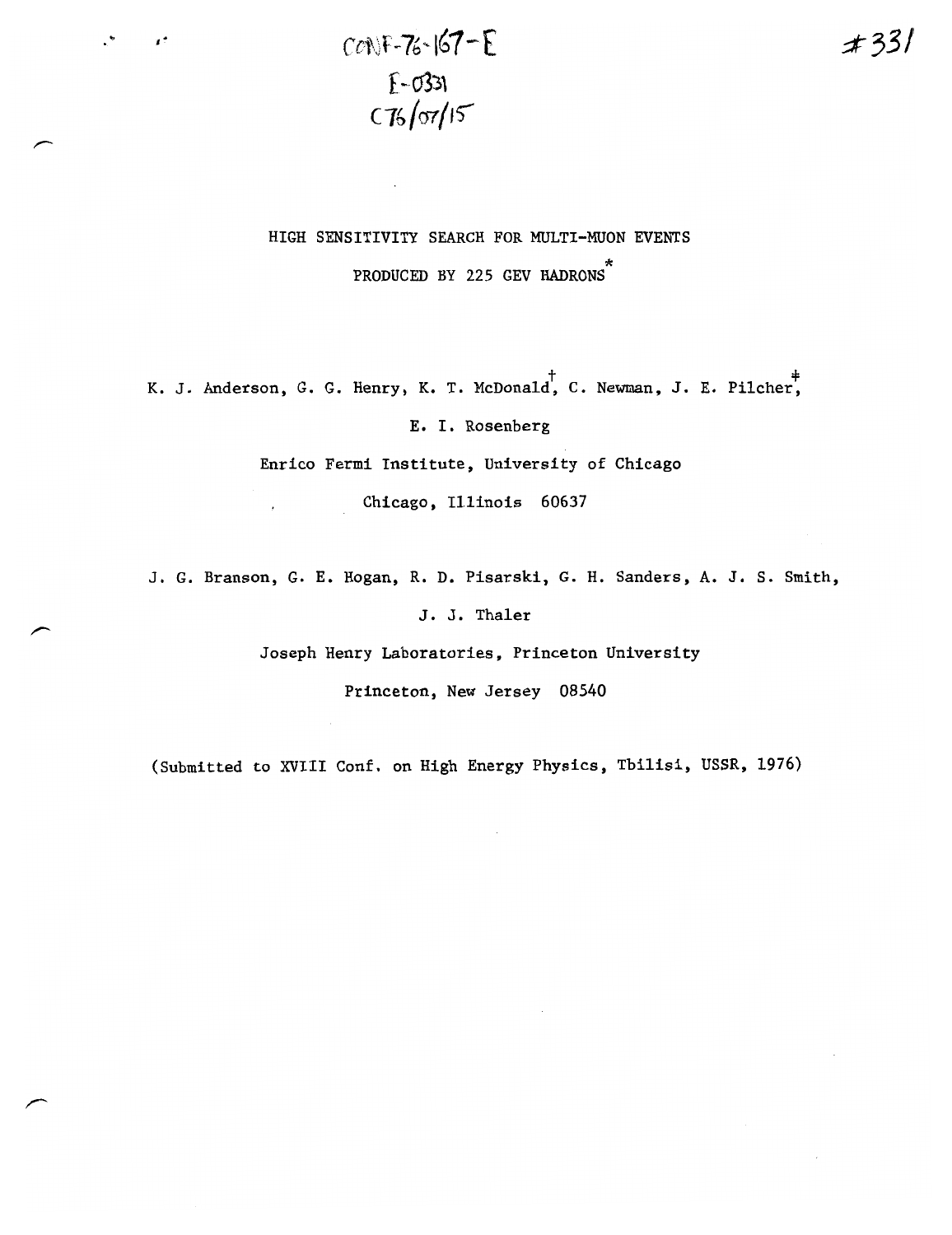CONF-76-167-E
E-0331
C76/07/15

#331

# HIGH SENSITIVITY SEARCH FOR MULTI-MUON EVENTS PRODUCED BY 225 GEV HADRONS*

K. J. Anderson, G. G. Henry, K. T. McDonald†, C. Newman, J. E. Pilcher‡, E. I. Rosenberg

Enrico Fermi Institute, University of Chicago

Chicago, Illinois 60637

J. G. Branson, G. E. Hogan, R. D. Pisarski, G. H. Sanders, A. J. S. Smith, J. J. Thaler

Joseph Henry Laboratories, Princeton University

Princeton, New Jersey 08540

(Submitted to XVIII Conf. on High Energy Physics, Tbilisi, USSR, 1976)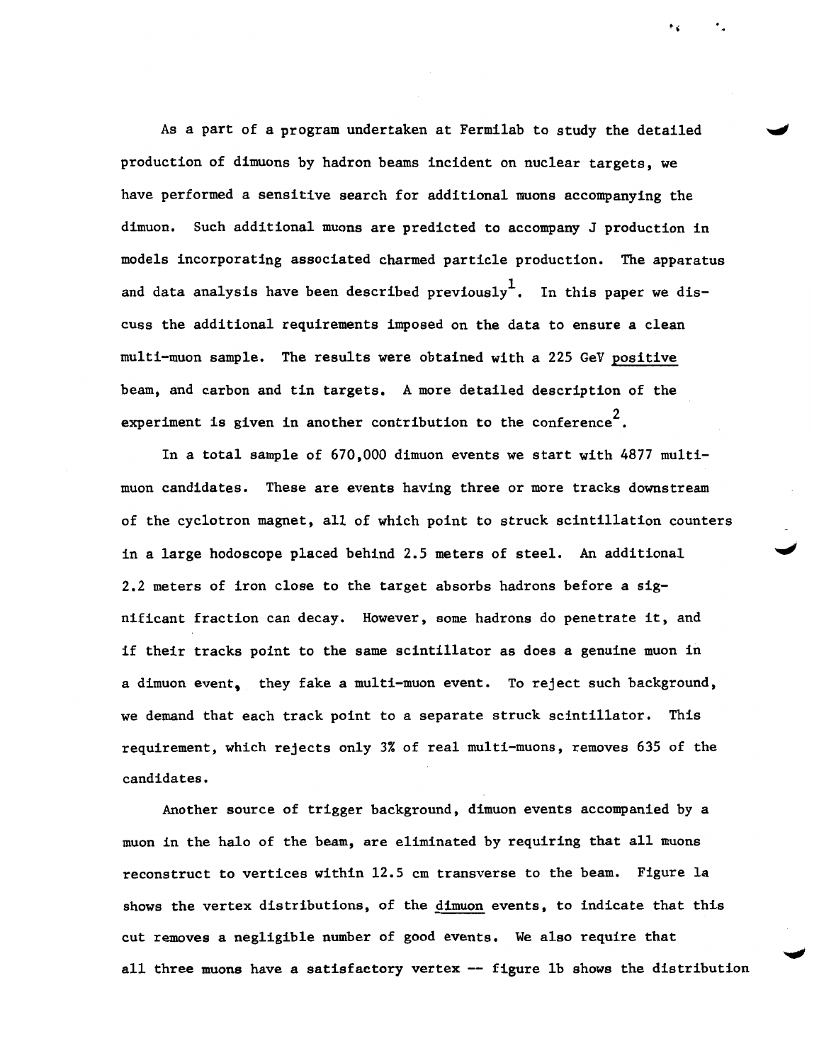As a part of a program undertaken at Fermilab to study the detailed production of dimuons by hadron beams incident on nuclear targets, we have performed a sensitive search for additional muons accompanying the dimuon. Such additional muons are predicted to accompany J production in models incorporating associated charmed particle production. The apparatus and data analysis have been described previously[1]. In this paper we discuss the additional requirements imposed on the data to ensure a clean multi-muon sample. The results were obtained with a 225 GeV positive beam, and carbon and tin targets. A more detailed description of the experiment is given in another contribution to the conference[2].

In a total sample of 670,000 dimuon events we start with 4877 multi-muon candidates. These are events having three or more tracks downstream of the cyclotron magnet, all of which point to struck scintillation counters in a large hodoscope placed behind 2.5 meters of steel. An additional 2.2 meters of iron close to the target absorbs hadrons before a significant fraction can decay. However, some hadrons do penetrate it, and if their tracks point to the same scintillator as does a genuine muon in a dimuon event, they fake a multi-muon event. To reject such background, we demand that each track point to a separate struck scintillator. This requirement, which rejects only 3% of real multi-muons, removes 635 of the candidates.

Another source of trigger background, dimuon events accompanied by a muon in the halo of the beam, are eliminated by requiring that all muons reconstruct to vertices within 12.5 cm transverse to the beam. Figure 1a shows the vertex distributions, of the dimuon events, to indicate that this cut removes a negligible number of good events. We also require that all three muons have a satisfactory vertex -- figure 1b shows the distribution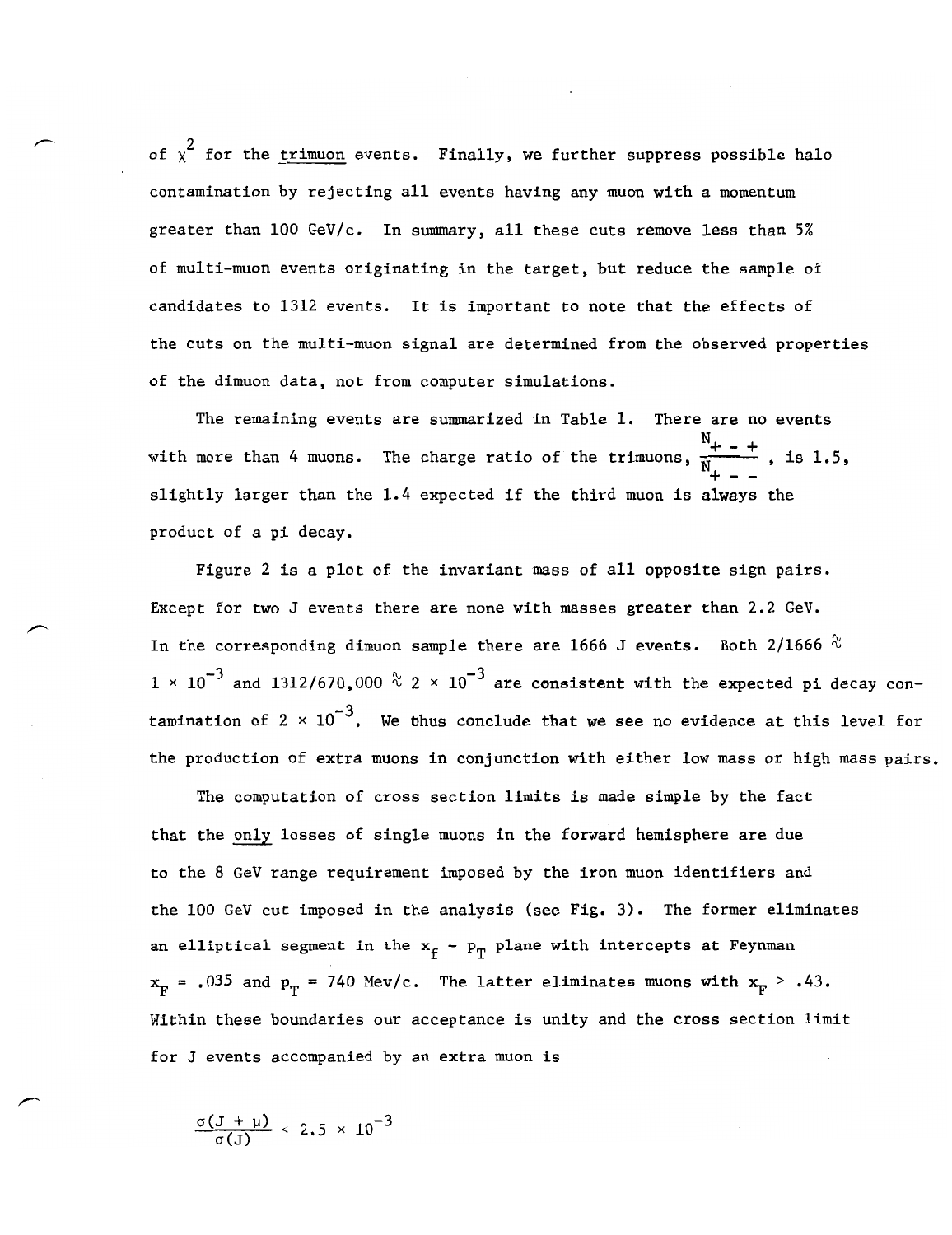of $\chi^2$ for the trimuon events. Finally, we further suppress possible halo contamination by rejecting all events having any muon with a momentum greater than 100 GeV/c. In summary, all these cuts remove less than 5% of multi-muon events originating in the target, but reduce the sample of candidates to 1312 events. It is important to note that the effects of the cuts on the multi-muon signal are determined from the observed properties of the dimuon data, not from computer simulations.

The remaining events are summarized in Table 1. There are no events with more than 4 muons. The charge ratio of the trimuons, $\frac{N_{+-+}}{N_{+--}}$, is 1.5, slightly larger than the 1.4 expected if the third muon is always the product of a pi decay.

Figure 2 is a plot of the invariant mass of all opposite sign pairs. Except for two J events there are none with masses greater than 2.2 GeV. In the corresponding dimuon sample there are 1666 J events. Both $2/1666 \approx 1 \times 10^{-3}$ and $1312/670{,}000 \approx 2 \times 10^{-3}$ are consistent with the expected pi decay contamination of $2 \times 10^{-3}$. We thus conclude that we see no evidence at this level for the production of extra muons in conjunction with either low mass or high mass pairs.

The computation of cross section limits is made simple by the fact that the only losses of single muons in the forward hemisphere are due to the 8 GeV range requirement imposed by the iron muon identifiers and the 100 GeV cut imposed in the analysis (see Fig. 3). The former eliminates an elliptical segment in the $x_f - p_T$ plane with intercepts at Feynman $x_F = .035$ and $p_T = 740$ Mev/c. The latter eliminates muons with $x_F > .43$. Within these boundaries our acceptance is unity and the cross section limit for J events accompanied by an extra muon is

$$\frac{\sigma(J + \mu)}{\sigma(J)} < 2.5 \times 10^{-3}$$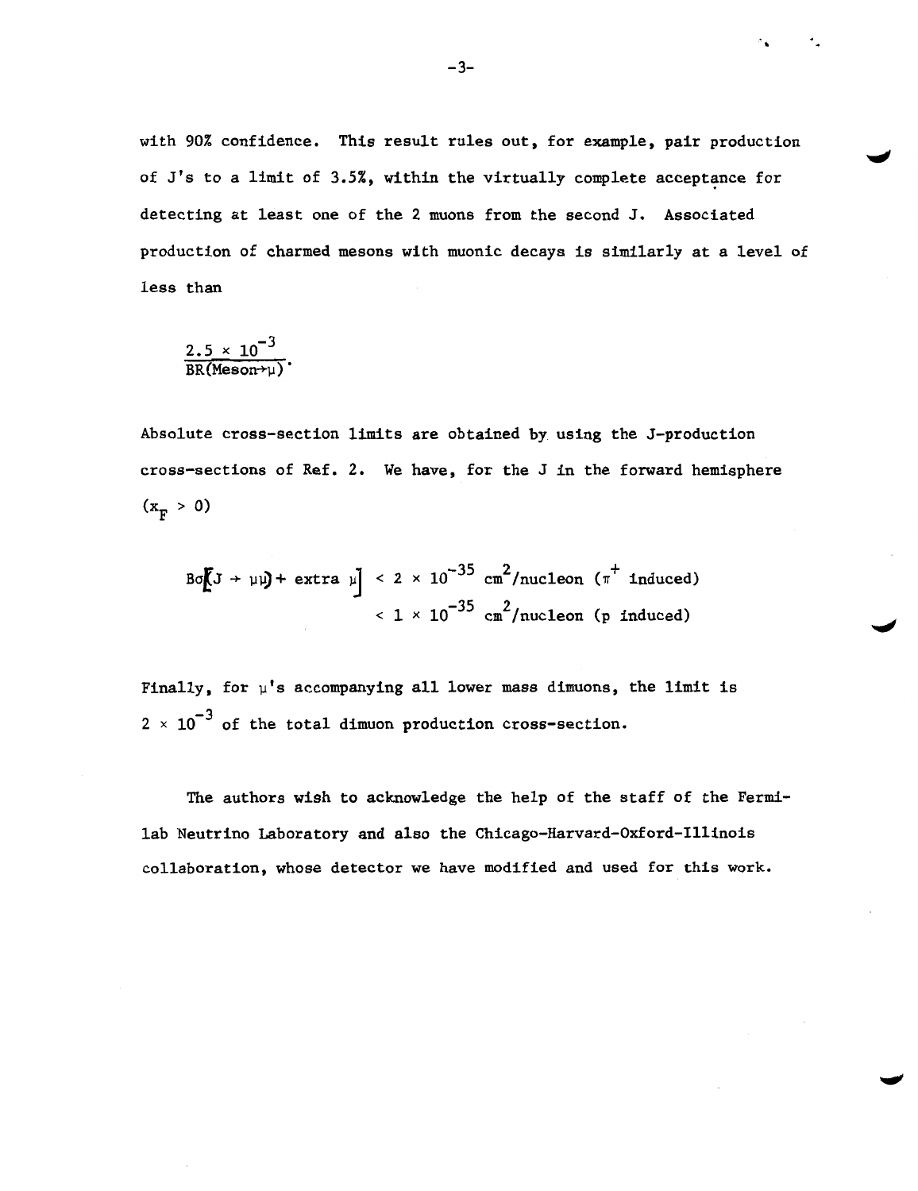with 90% confidence. This result rules out, for example, pair production of J's to a limit of 3.5%, within the virtually complete acceptance for detecting at least one of the 2 muons from the second J. Associated production of charmed mesons with muonic decays is similarly at a level of less than

$$\frac{2.5 \times 10^{-3}}{BR(\text{Meson} \to \mu)}.$$

Absolute cross-section limits are obtained by using the J-production cross-sections of Ref. 2. We have, for the J in the forward hemisphere ($x_F > 0$)

$$B\sigma\left[(J \to \mu\mu) + \text{extra } \mu\right] < 2 \times 10^{-35} \text{ cm}^2/\text{nucleon } (\pi^+ \text{ induced})$$
$$< 1 \times 10^{-35} \text{ cm}^2/\text{nucleon (p induced)}$$

Finally, for $\mu$'s accompanying all lower mass dimuons, the limit is $2 \times 10^{-3}$ of the total dimuon production cross-section.

The authors wish to acknowledge the help of the staff of the Fermilab Neutrino Laboratory and also the Chicago-Harvard-Oxford-Illinois collaboration, whose detector we have modified and used for this work.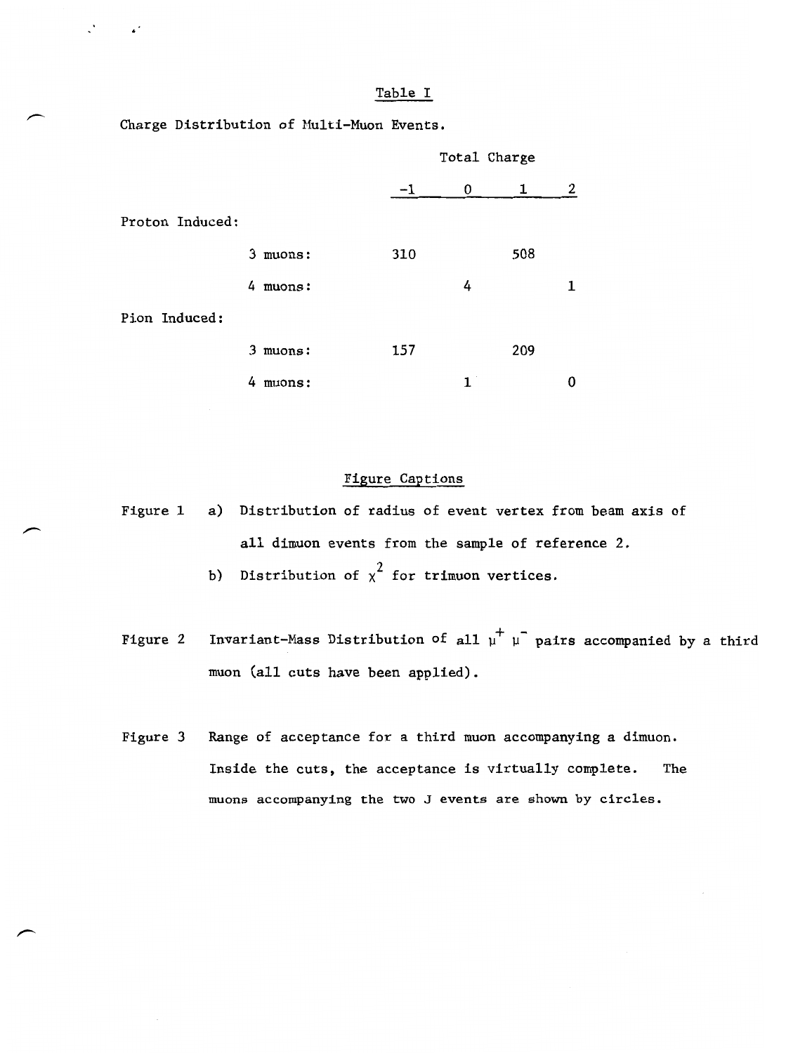## Table I

Charge Distribution of Multi-Muon Events.

| | | Total Charge | | | |
|---|---|---|---|---|---|
| | | -1 | 0 | 1 | 2 |
| Proton Induced: | | | | | |
| | 3 muons: | 310 | | 508 | |
| | 4 muons: | | 4 | | 1 |
| Pion Induced: | | | | | |
| | 3 muons: | 157 | | 209 | |
| | 4 muons: | | 1 | | 0 |

## Figure Captions

Figure 1 a) Distribution of radius of event vertex from beam axis of all dimuon events from the sample of reference 2.

b) Distribution of $\chi^2$ for trimuon vertices.

Figure 2 Invariant-Mass Distribution of all $\mu^+ \mu^-$ pairs accompanied by a third muon (all cuts have been applied).

Figure 3 Range of acceptance for a third muon accompanying a dimuon. Inside the cuts, the acceptance is virtually complete. The muons accompanying the two J events are shown by circles.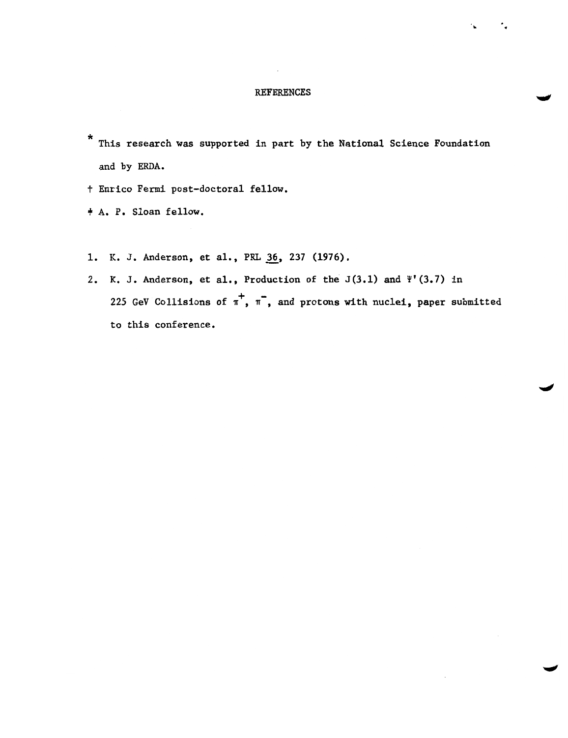# REFERENCES

* This research was supported in part by the National Science Foundation and by ERDA.

† Enrico Fermi post-doctoral fellow.

‡ A. P. Sloan fellow.

1. K. J. Anderson, et al., PRL 36, 237 (1976).
2. K. J. Anderson, et al., Production of the J(3.1) and $\Psi'(3.7)$ in 225 GeV Collisions of $\pi^+$, $\pi^-$, and protons with nuclei, paper submitted to this conference.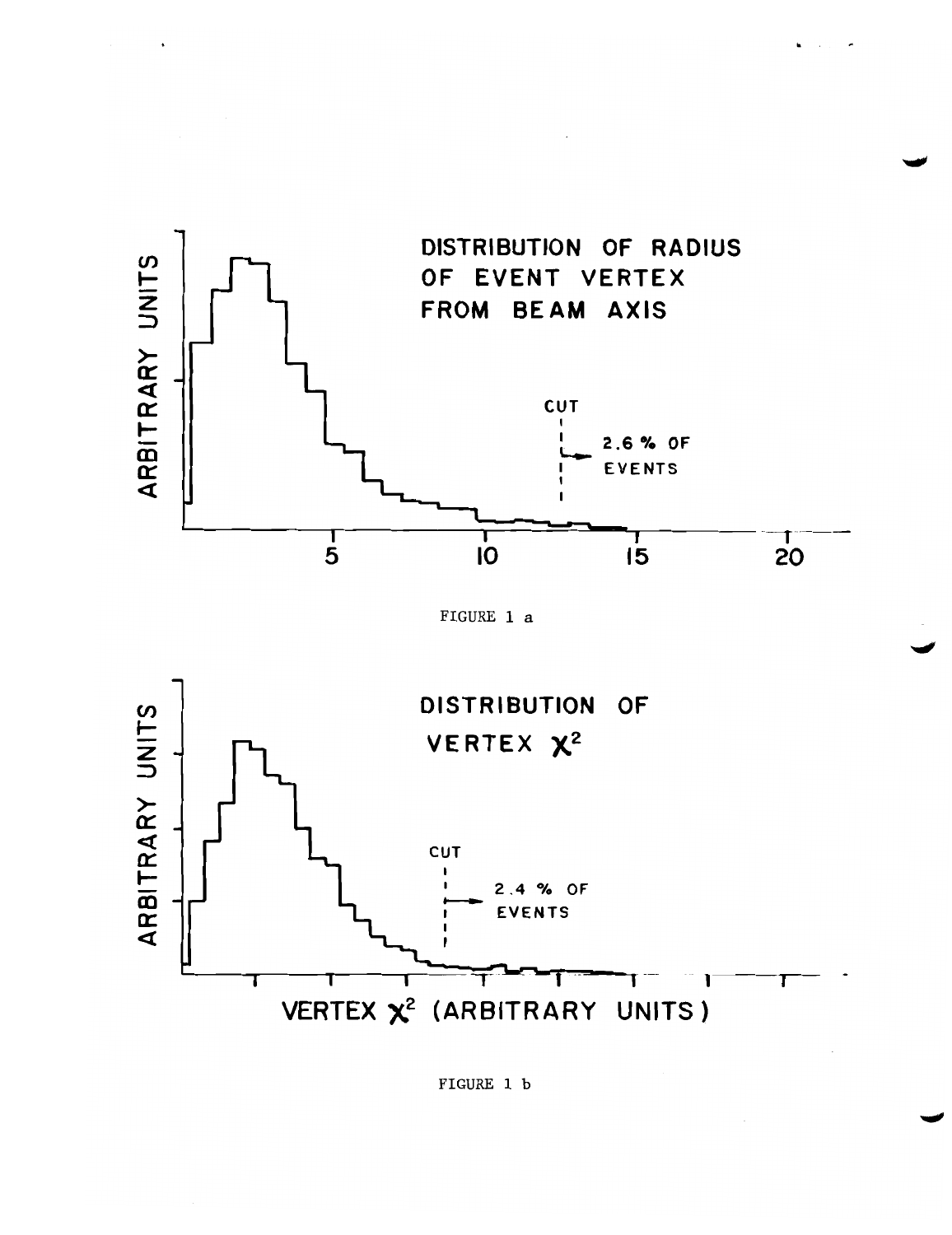DISTRIBUTION OF RADIUS OF EVENT VERTEX FROM BEAM AXIS

CUT

2.6 % OF EVENTS

ARBITRARY UNITS

5 10 15 20

FIGURE 1 a

DISTRIBUTION OF VERTEX $\chi^2$

CUT

2.4 % OF EVENTS

ARBITRARY UNITS

VERTEX $\chi^2$ (ARBITRARY UNITS)

FIGURE 1 b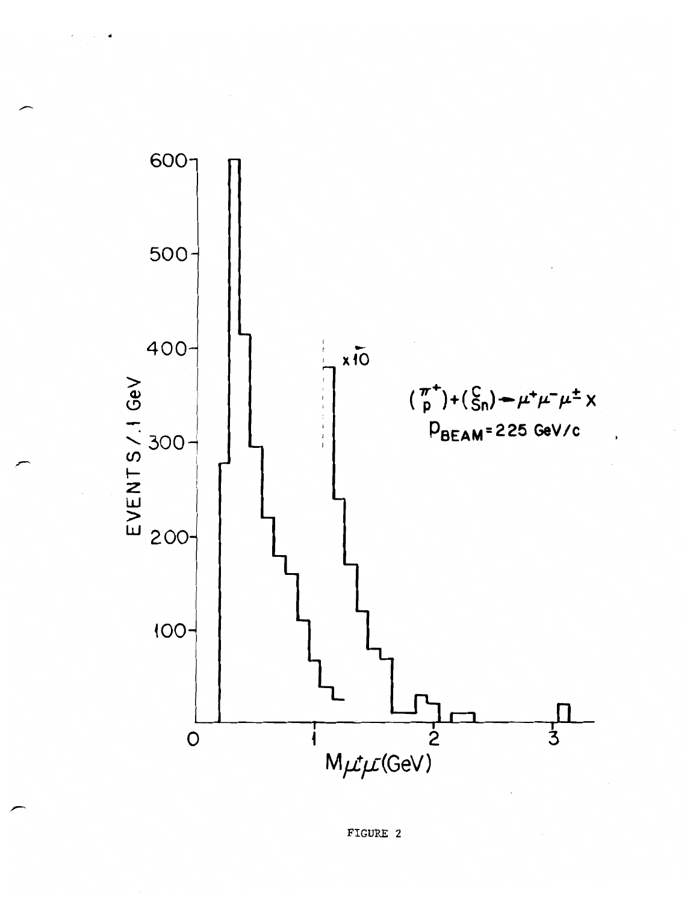FIGURE 2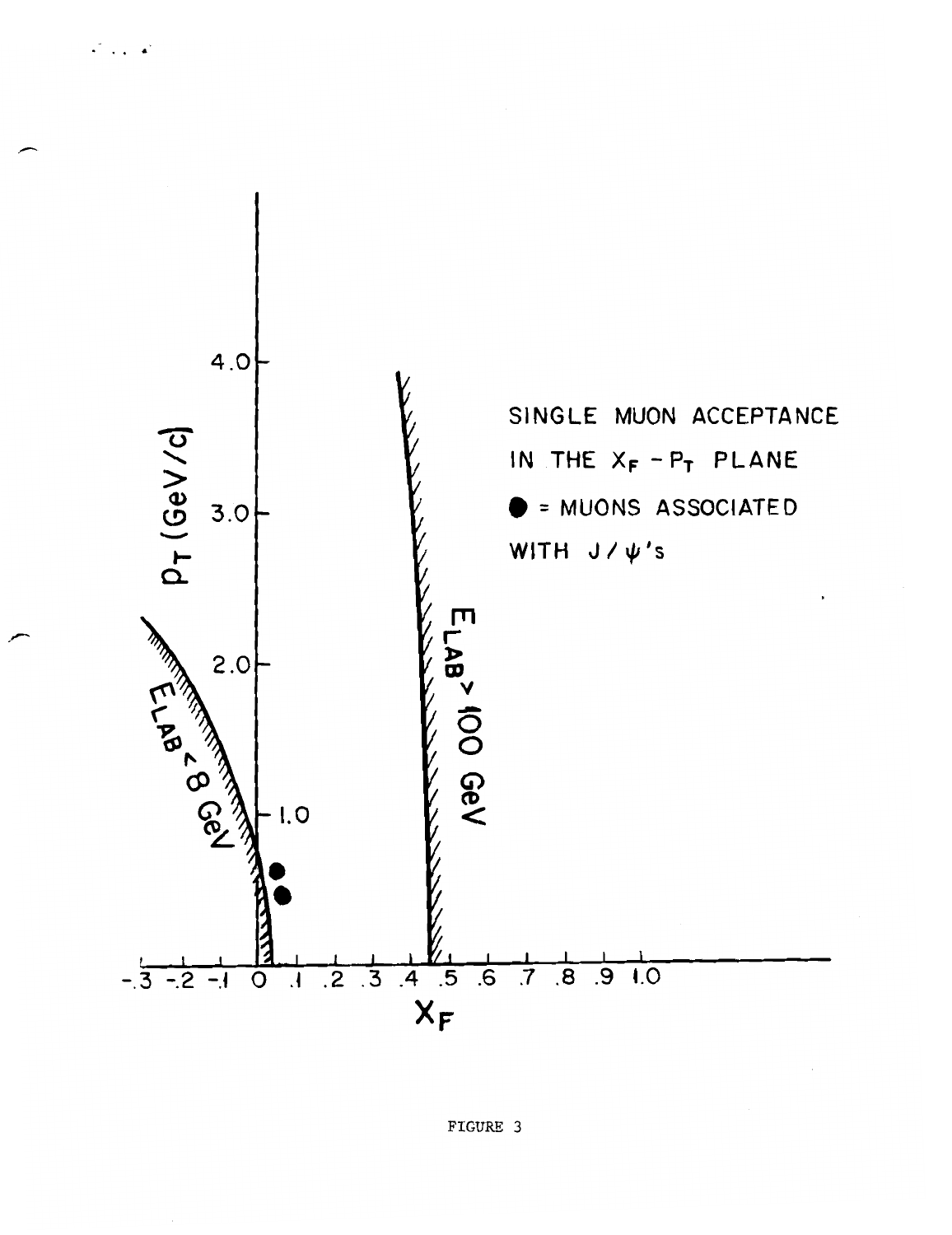4.0

3.0

2.0

1.0

$p_T$ (GeV/c)

SINGLE MUON ACCEPTANCE

IN THE $X_F - P_T$ PLANE

● = MUONS ASSOCIATED

WITH $J/\psi$'s

$E_{LAB} < 8$ GeV

$E_{LAB} > 100$ GeV

-.3 -.2 -.1 0 .1 .2 .3 .4 .5 .6 .7 .8 .9 1.0

$X_F$

FIGURE 3